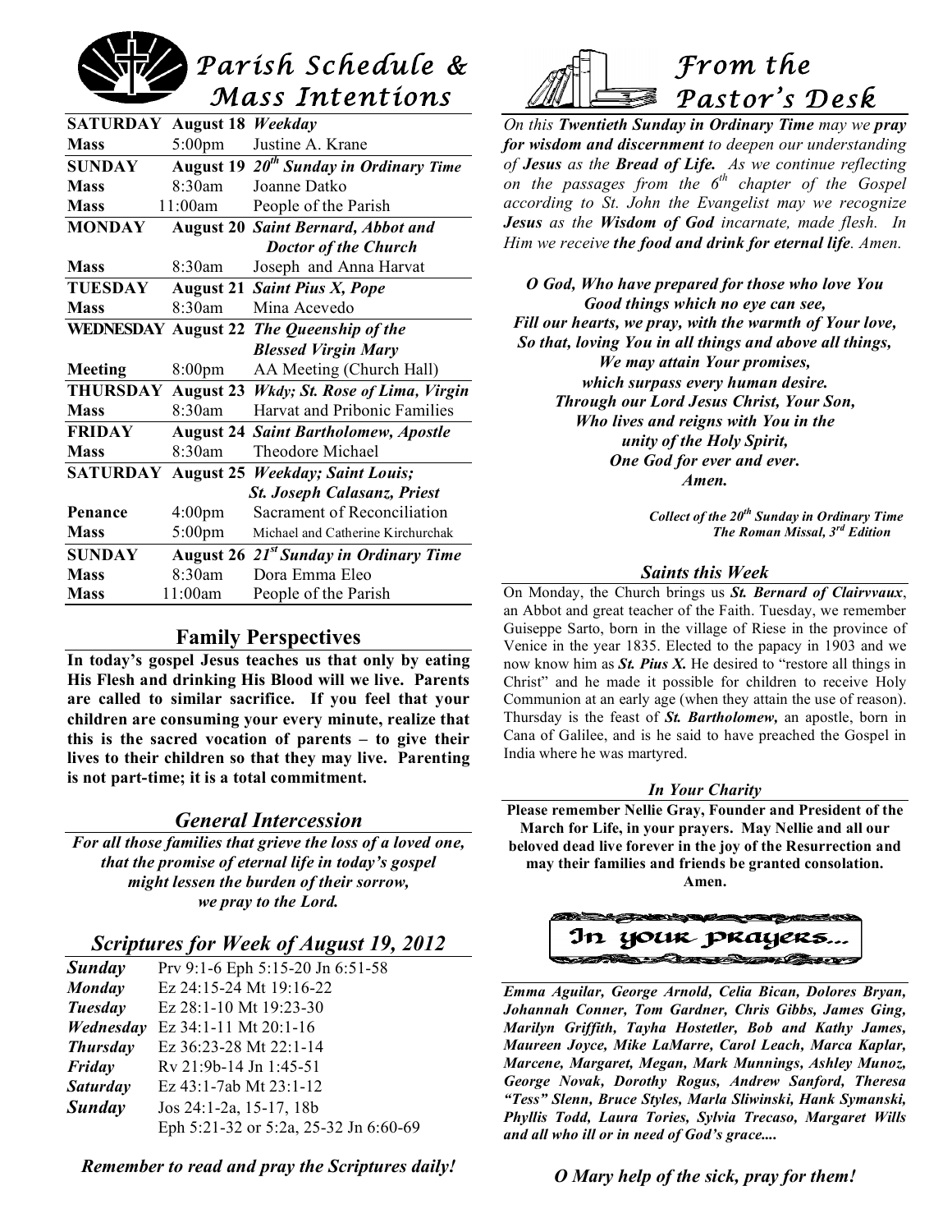# Parish Schedule & Mass Intentions

| | | |
|---|---|---|
| **SATURDAY** | **August 18** | ***Weekday*** |
| **Mass** | 5:00pm | Justine A. Krane |
| **SUNDAY** | **August 19** | ***20th Sunday in Ordinary Time*** |
| **Mass** | 8:30am | Joanne Datko |
| **Mass** | 11:00am | People of the Parish |
| **MONDAY** | **August 20** | ***Saint Bernard, Abbot and Doctor of the Church*** |
| **Mass** | 8:30am | Joseph and Anna Harvat |
| **TUESDAY** | **August 21** | ***Saint Pius X, Pope*** |
| **Mass** | 8:30am | Mina Acevedo |
| **WEDNESDAY** | **August 22** | ***The Queenship of the Blessed Virgin Mary*** |
| **Meeting** | 8:00pm | AA Meeting (Church Hall) |
| **THURSDAY** | **August 23** | ***Wkdy; St. Rose of Lima, Virgin*** |
| **Mass** | 8:30am | Harvat and Pribonic Families |
| **FRIDAY** | **August 24** | ***Saint Bartholomew, Apostle*** |
| **Mass** | 8:30am | Theodore Michael |
| **SATURDAY** | **August 25** | ***Weekday; Saint Louis; St. Joseph Calasanz, Priest*** |
| **Penance** | 4:00pm | Sacrament of Reconciliation |
| **Mass** | 5:00pm | Michael and Catherine Kirchurchak |
| **SUNDAY** | **August 26** | ***21st Sunday in Ordinary Time*** |
| **Mass** | 8:30am | Dora Emma Eleo |
| **Mass** | 11:00am | People of the Parish |

## Family Perspectives

**In today's gospel Jesus teaches us that only by eating His Flesh and drinking His Blood will we live. Parents are called to similar sacrifice. If you feel that your children are consuming your every minute, realize that this is the sacred vocation of parents – to give their lives to their children so that they may live. Parenting is not part-time; it is a total commitment.**

## *General Intercession*

***For all those families that grieve the loss of a loved one, that the promise of eternal life in today's gospel might lessen the burden of their sorrow, we pray to the Lord.***

## *Scriptures for Week of August 19, 2012*

| | |
|---|---|
| ***Sunday*** | Prv 9:1-6 Eph 5:15-20 Jn 6:51-58 |
| ***Monday*** | Ez 24:15-24 Mt 19:16-22 |
| ***Tuesday*** | Ez 28:1-10 Mt 19:23-30 |
| ***Wednesday*** | Ez 34:1-11 Mt 20:1-16 |
| ***Thursday*** | Ez 36:23-28 Mt 22:1-14 |
| ***Friday*** | Rv 21:9b-14 Jn 1:45-51 |
| ***Saturday*** | Ez 43:1-7ab Mt 23:1-12 |
| ***Sunday*** | Jos 24:1-2a, 15-17, 18b Eph 5:21-32 or 5:2a, 25-32 Jn 6:60-69 |

***Remember to read and pray the Scriptures daily!***

# From the Pastor's Desk

*On this **Twentieth Sunday in Ordinary Time** may we **pray for wisdom and discernment** to deepen our understanding of **Jesus** as the **Bread of Life.** As we continue reflecting on the passages from the 6th chapter of the Gospel according to St. John the Evangelist may we recognize **Jesus** as the **Wisdom of God** incarnate, made flesh. In Him we receive **the food and drink for eternal life**. Amen.*

***O God, Who have prepared for those who love You***
***Good things which no eye can see,***
***Fill our hearts, we pray, with the warmth of Your love,***
***So that, loving You in all things and above all things,***
***We may attain Your promises,***
***which surpass every human desire.***
***Through our Lord Jesus Christ, Your Son,***
***Who lives and reigns with You in the***
***unity of the Holy Spirit,***
***One God for ever and ever.***
***Amen.***

***Collect of the 20th Sunday in Ordinary Time***
***The Roman Missal, 3rd Edition***

### *Saints this Week*

On Monday, the Church brings us ***St. Bernard of Clairvvaux***, an Abbot and great teacher of the Faith. Tuesday, we remember Guiseppe Sarto, born in the village of Riese in the province of Venice in the year 1835. Elected to the papacy in 1903 and we now know him as ***St. Pius X.*** He desired to "restore all things in Christ" and he made it possible for children to receive Holy Communion at an early age (when they attain the use of reason). Thursday is the feast of ***St. Bartholomew,*** an apostle, born in Cana of Galilee, and is he said to have preached the Gospel in India where he was martyred.

### *In Your Charity*

**Please remember Nellie Gray, Founder and President of the March for Life, in your prayers. May Nellie and all our beloved dead live forever in the joy of the Resurrection and may their families and friends be granted consolation. Amen.**

## In your prayers...

***Emma Aguilar, George Arnold, Celia Bican, Dolores Bryan, Johannah Conner, Tom Gardner, Chris Gibbs, James Ging, Marilyn Griffith, Tayha Hostetler, Bob and Kathy James, Maureen Joyce, Mike LaMarre, Carol Leach, Marca Kaplar, Marcene, Margaret, Megan, Mark Munnings, Ashley Munoz, George Novak, Dorothy Rogus, Andrew Sanford, Theresa "Tess" Slenn, Bruce Styles, Marla Sliwinski, Hank Symanski, Phyllis Todd, Laura Tories, Sylvia Trecaso, Margaret Wills and all who ill or in need of God's grace....***

***O Mary help of the sick, pray for them!***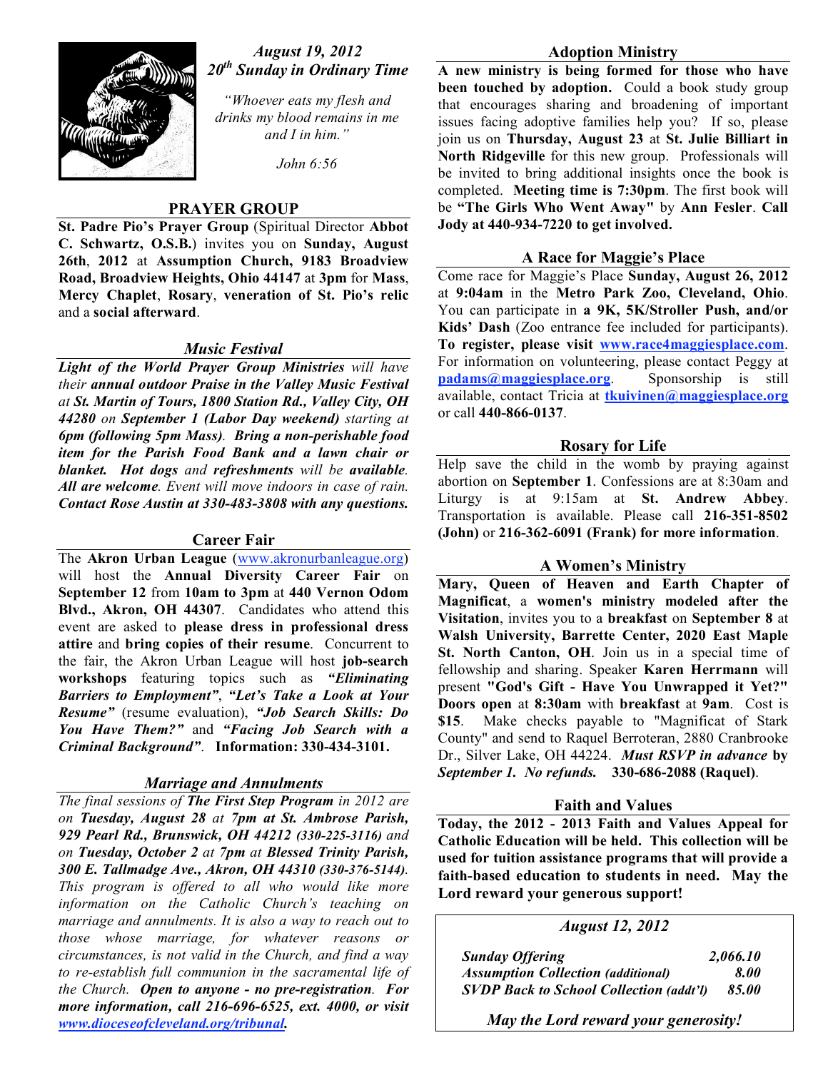*August 19, 2012*
*20th Sunday in Ordinary Time*

*"Whoever eats my flesh and drinks my blood remains in me and I in him."*

*John 6:56*

## PRAYER GROUP

**St. Padre Pio's Prayer Group** (Spiritual Director **Abbot C. Schwartz, O.S.B.**) invites you on **Sunday, August 26th**, **2012** at **Assumption Church, 9183 Broadview Road, Broadview Heights, Ohio 44147** at **3pm** for **Mass**, **Mercy Chaplet**, **Rosary**, **veneration of St. Pio's relic** and a **social afterward**.

## *Music Festival*

***Light of the World Prayer Group Ministries*** *will have their* ***annual outdoor Praise in the Valley Music Festival*** *at* ***St. Martin of Tours, 1800 Station Rd., Valley City, OH 44280*** *on* ***September 1 (Labor Day weekend)*** *starting at* ***6pm (following 5pm Mass).*** ***Bring a non-perishable food item for the Parish Food Bank and a lawn chair or blanket. Hot dogs*** *and* ***refreshments*** *will be* ***available***. ***All are welcome***. *Event will move indoors in case of rain.* ***Contact Rose Austin at 330-483-3808 with any questions.***

## Career Fair

The **Akron Urban League** (www.akronurbanleague.org) will host the **Annual Diversity Career Fair** on **September 12** from **10am to 3pm** at **440 Vernon Odom Blvd., Akron, OH 44307**. Candidates who attend this event are asked to **please dress in professional dress attire** and **bring copies of their resume**. Concurrent to the fair, the Akron Urban League will host **job-search workshops** featuring topics such as ***"Eliminating Barriers to Employment"***, ***"Let's Take a Look at Your Resume"*** (resume evaluation), ***"Job Search Skills: Do You Have Them?"*** and ***"Facing Job Search with a Criminal Background"***. **Information: 330-434-3101.**

## *Marriage and Annulments*

*The final sessions of* ***The First Step Program*** *in 2012 are on* ***Tuesday, August 28*** *at* ***7pm at St. Ambrose Parish, 929 Pearl Rd., Brunswick, OH 44212 (330-225-3116)*** *and on* ***Tuesday, October 2*** *at* ***7pm*** *at* ***Blessed Trinity Parish, 300 E. Tallmadge Ave., Akron, OH 44310 (330-376-5144)***. *This program is offered to all who would like more information on the Catholic Church's teaching on marriage and annulments. It is also a way to reach out to those whose marriage, for whatever reasons or circumstances, is not valid in the Church, and find a way to re-establish full communion in the sacramental life of the Church.* ***Open to anyone - no pre-registration***. ***For more information, call 216-696-6525, ext. 4000, or visit www.dioceseofcleveland.org/tribunal.***

## Adoption Ministry

**A new ministry is being formed for those who have been touched by adoption.** Could a book study group that encourages sharing and broadening of important issues facing adoptive families help you? If so, please join us on **Thursday, August 23** at **St. Julie Billiart in North Ridgeville** for this new group. Professionals will be invited to bring additional insights once the book is completed. **Meeting time is 7:30pm**. The first book will be **"The Girls Who Went Away"** by **Ann Fesler**. **Call Jody at 440-934-7220 to get involved.**

## A Race for Maggie's Place

Come race for Maggie's Place **Sunday, August 26, 2012** at **9:04am** in the **Metro Park Zoo, Cleveland, Ohio**. You can participate in **a 9K, 5K/Stroller Push, and/or Kids' Dash** (Zoo entrance fee included for participants). **To register, please visit www.race4maggiesplace.com**. For information on volunteering, please contact Peggy at **padams@maggiesplace.org**. Sponsorship is still available, contact Tricia at **tkuivinen@maggiesplace.org** or call **440-866-0137**.

## Rosary for Life

Help save the child in the womb by praying against abortion on **September 1**. Confessions are at 8:30am and Liturgy is at 9:15am at **St. Andrew Abbey**. Transportation is available. Please call **216-351-8502 (John)** or **216-362-6091 (Frank) for more information**.

## A Women's Ministry

**Mary, Queen of Heaven and Earth Chapter of Magnificat**, a **women's ministry modeled after the Visitation**, invites you to a **breakfast** on **September 8** at **Walsh University, Barrette Center, 2020 East Maple St. North Canton, OH**. Join us in a special time of fellowship and sharing. Speaker **Karen Herrmann** will present **"God's Gift - Have You Unwrapped it Yet?"** **Doors open** at **8:30am** with **breakfast** at **9am**. Cost is **$15**. Make checks payable to "Magnificat of Stark County" and send to Raquel Berroteran, 2880 Cranbrooke Dr., Silver Lake, OH 44224. ***Must RSVP in advance*** by ***September 1. No refunds.*** **330-686-2088 (Raquel)**.

## Faith and Values

**Today, the 2012 - 2013 Faith and Values Appeal for Catholic Education will be held. This collection will be used for tuition assistance programs that will provide a faith-based education to students in need. May the Lord reward your generous support!**

*August 12, 2012*

| | |
|---|---|
| ***Sunday Offering*** | ***2,066.10*** |
| ***Assumption Collection (additional)*** | ***8.00*** |
| ***SVDP Back to School Collection (addt'l)*** | ***85.00*** |

***May the Lord reward your generosity!***